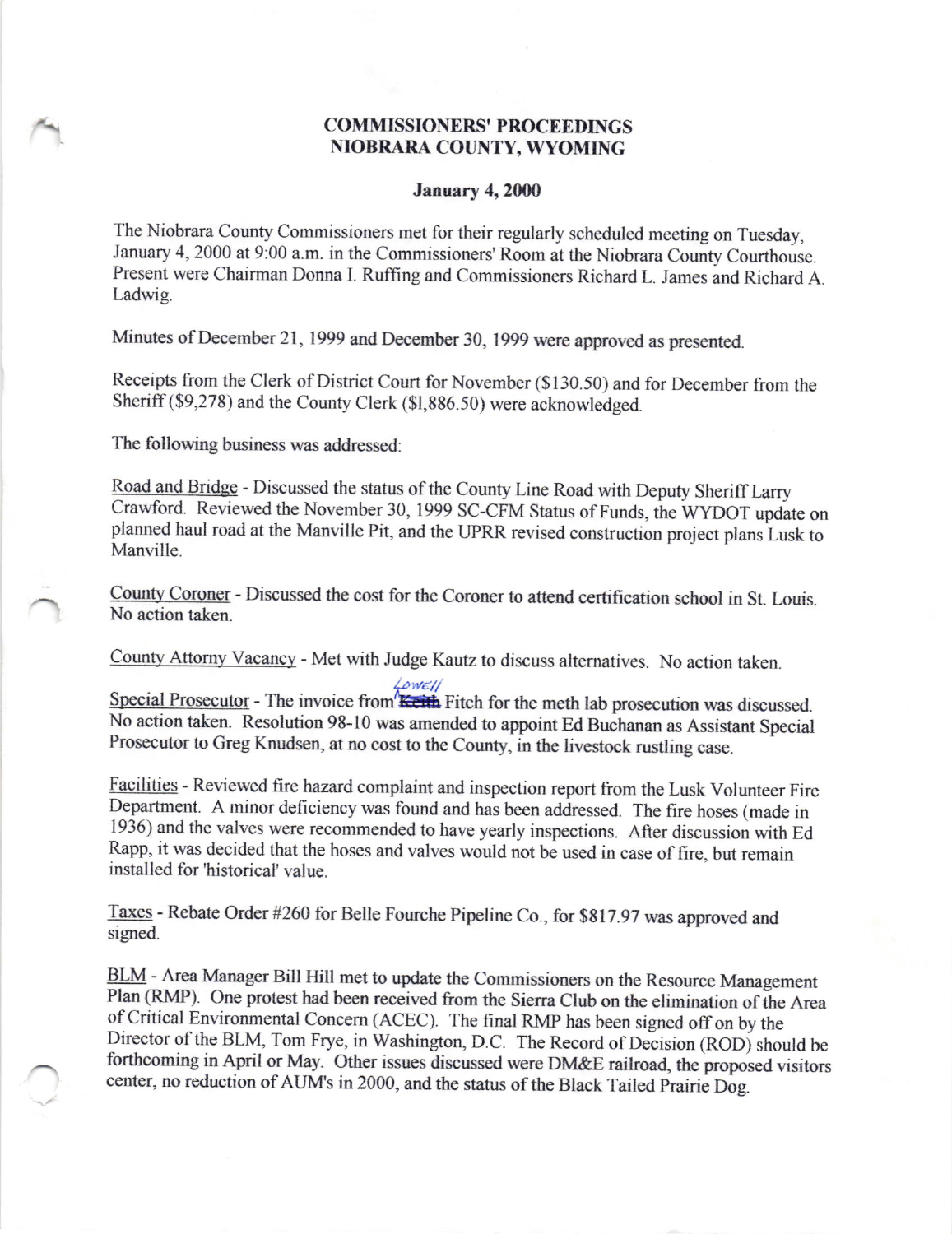# COMMISSIONERS' PROCEEDINGS
# NIOBRARA COUNTY, WYOMING

**January 4, 2000**

The Niobrara County Commissioners met for their regularly scheduled meeting on Tuesday, January 4, 2000 at 9:00 a.m. in the Commissioners' Room at the Niobrara County Courthouse. Present were Chairman Donna I. Ruffing and Commissioners Richard L. James and Richard A. Ladwig.

Minutes of December 21, 1999 and December 30, 1999 were approved as presented.

Receipts from the Clerk of District Court for November ($130.50) and for December from the Sheriff ($9,278) and the County Clerk ($1,886.50) were acknowledged.

The following business was addressed:

Road and Bridge - Discussed the status of the County Line Road with Deputy Sheriff Larry Crawford. Reviewed the November 30, 1999 SC-CFM Status of Funds, the WYDOT update on planned haul road at the Manville Pit, and the UPRR revised construction project plans Lusk to Manville.

County Coroner - Discussed the cost for the Coroner to attend certification school in St. Louis. No action taken.

County Attorny Vacancy - Met with Judge Kautz to discuss alternatives. No action taken.

Special Prosecutor - The invoice from ~~Keith~~ Lowell Fitch for the meth lab prosecution was discussed. No action taken. Resolution 98-10 was amended to appoint Ed Buchanan as Assistant Special Prosecutor to Greg Knudsen, at no cost to the County, in the livestock rustling case.

Facilities - Reviewed fire hazard complaint and inspection report from the Lusk Volunteer Fire Department. A minor deficiency was found and has been addressed. The fire hoses (made in 1936) and the valves were recommended to have yearly inspections. After discussion with Ed Rapp, it was decided that the hoses and valves would not be used in case of fire, but remain installed for 'historical' value.

Taxes - Rebate Order #260 for Belle Fourche Pipeline Co., for $817.97 was approved and signed.

BLM - Area Manager Bill Hill met to update the Commissioners on the Resource Management Plan (RMP). One protest had been received from the Sierra Club on the elimination of the Area of Critical Environmental Concern (ACEC). The final RMP has been signed off on by the Director of the BLM, Tom Frye, in Washington, D.C. The Record of Decision (ROD) should be forthcoming in April or May. Other issues discussed were DM&E railroad, the proposed visitors center, no reduction of AUM's in 2000, and the status of the Black Tailed Prairie Dog.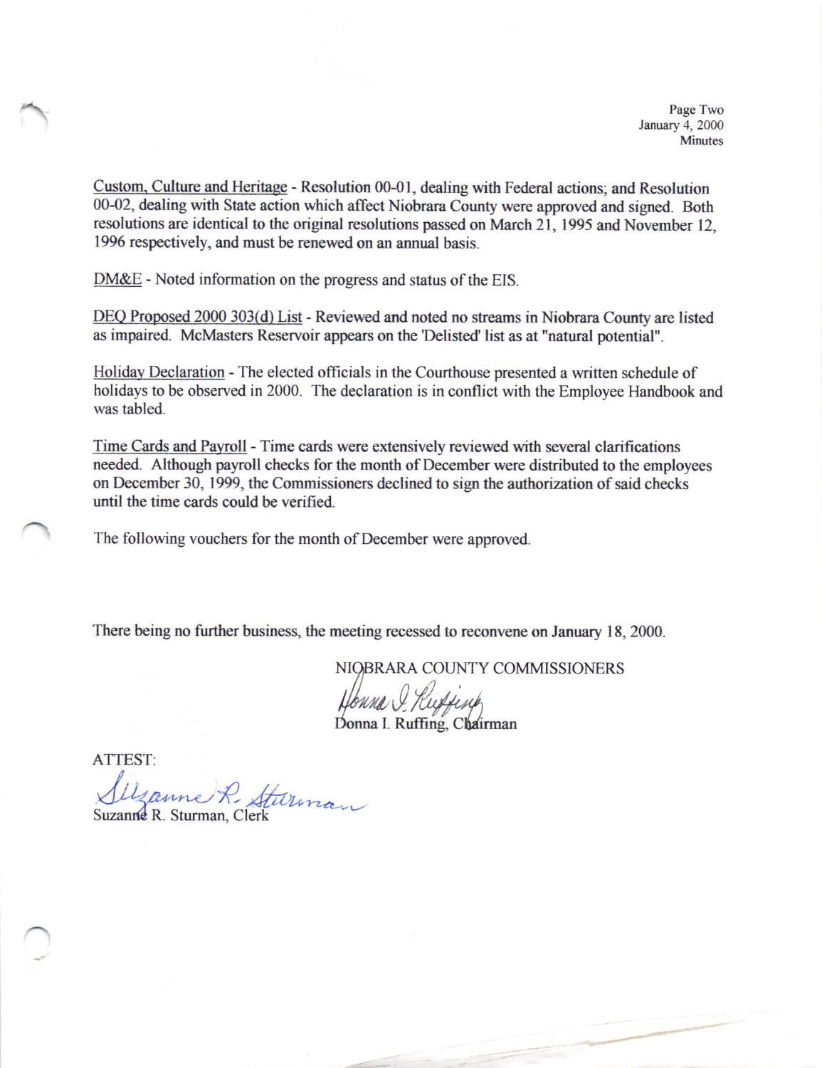Custom, Culture and Heritage - Resolution 00-01, dealing with Federal actions; and Resolution 00-02, dealing with State action which affect Niobrara County were approved and signed. Both resolutions are identical to the original resolutions passed on March 21, 1995 and November 12, 1996 respectively, and must be renewed on an annual basis.

DM&E - Noted information on the progress and status of the EIS.

DEQ Proposed 2000 303(d) List - Reviewed and noted no streams in Niobrara County are listed as impaired. McMasters Reservoir appears on the 'Delisted' list as at "natural potential".

Holiday Declaration - The elected officials in the Courthouse presented a written schedule of holidays to be observed in 2000. The declaration is in conflict with the Employee Handbook and was tabled.

Time Cards and Payroll - Time cards were extensively reviewed with several clarifications needed. Although payroll checks for the month of December were distributed to the employees on December 30, 1999, the Commissioners declined to sign the authorization of said checks until the time cards could be verified.

The following vouchers for the month of December were approved.

There being no further business, the meeting recessed to reconvene on January 18, 2000.

NIOBRARA COUNTY COMMISSIONERS

Donna I. Ruffing

Donna I. Ruffing, Chairman

ATTEST:

Suzanne R. Sturman

Suzanne R. Sturman, Clerk